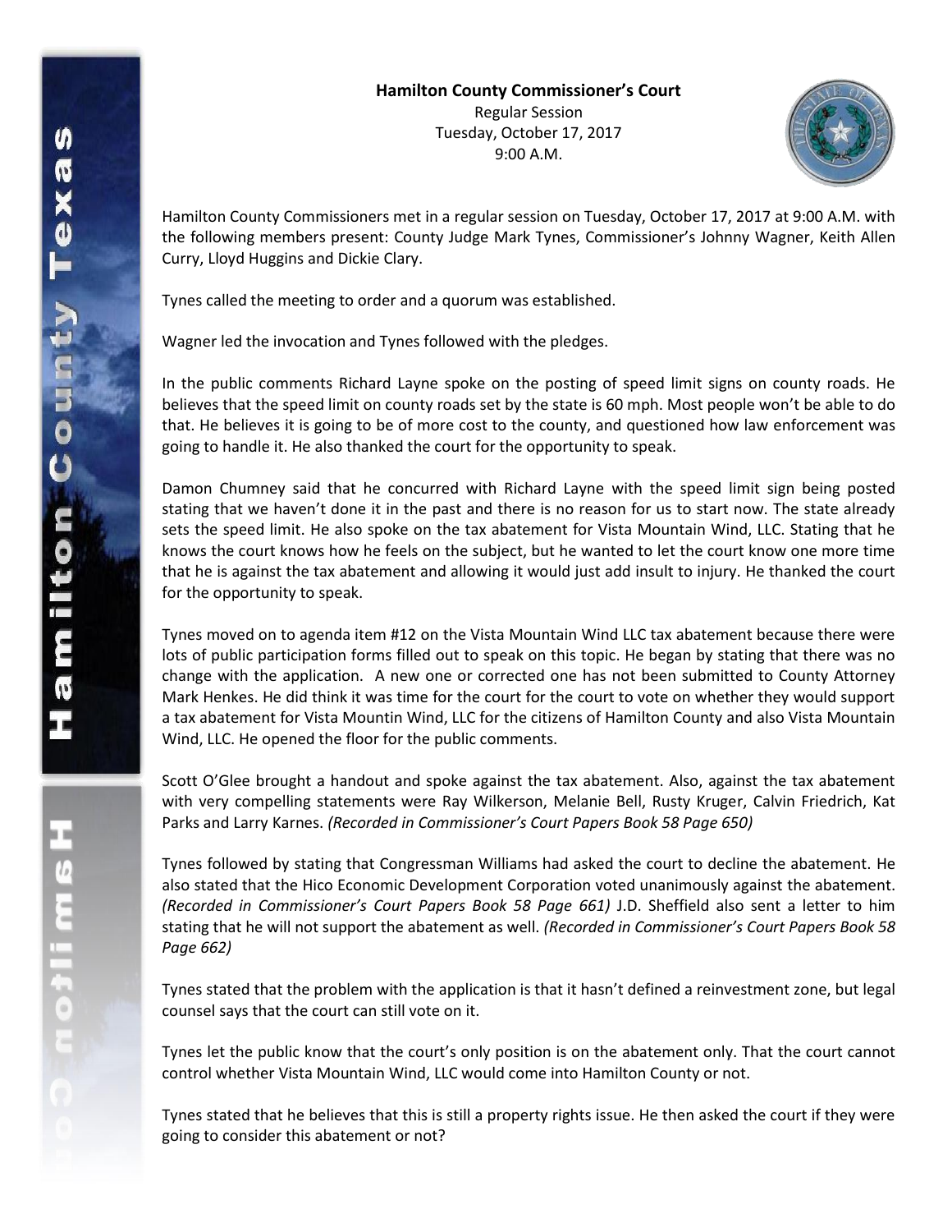**Hamilton County Commissioner's Court**

Regular Session
Tuesday, October 17, 2017
9:00 A.M.

Hamilton County Commissioners met in a regular session on Tuesday, October 17, 2017 at 9:00 A.M. with the following members present: County Judge Mark Tynes, Commissioner's Johnny Wagner, Keith Allen Curry, Lloyd Huggins and Dickie Clary.

Tynes called the meeting to order and a quorum was established.

Wagner led the invocation and Tynes followed with the pledges.

In the public comments Richard Layne spoke on the posting of speed limit signs on county roads. He believes that the speed limit on county roads set by the state is 60 mph. Most people won't be able to do that. He believes it is going to be of more cost to the county, and questioned how law enforcement was going to handle it. He also thanked the court for the opportunity to speak.

Damon Chumney said that he concurred with Richard Layne with the speed limit sign being posted stating that we haven't done it in the past and there is no reason for us to start now. The state already sets the speed limit. He also spoke on the tax abatement for Vista Mountain Wind, LLC. Stating that he knows the court knows how he feels on the subject, but he wanted to let the court know one more time that he is against the tax abatement and allowing it would just add insult to injury. He thanked the court for the opportunity to speak.

Tynes moved on to agenda item #12 on the Vista Mountain Wind LLC tax abatement because there were lots of public participation forms filled out to speak on this topic. He began by stating that there was no change with the application. A new one or corrected one has not been submitted to County Attorney Mark Henkes. He did think it was time for the court for the court to vote on whether they would support a tax abatement for Vista Mountin Wind, LLC for the citizens of Hamilton County and also Vista Mountain Wind, LLC. He opened the floor for the public comments.

Scott O'Glee brought a handout and spoke against the tax abatement. Also, against the tax abatement with very compelling statements were Ray Wilkerson, Melanie Bell, Rusty Kruger, Calvin Friedrich, Kat Parks and Larry Karnes. *(Recorded in Commissioner's Court Papers Book 58 Page 650)*

Tynes followed by stating that Congressman Williams had asked the court to decline the abatement. He also stated that the Hico Economic Development Corporation voted unanimously against the abatement. *(Recorded in Commissioner's Court Papers Book 58 Page 661)* J.D. Sheffield also sent a letter to him stating that he will not support the abatement as well. *(Recorded in Commissioner's Court Papers Book 58 Page 662)*

Tynes stated that the problem with the application is that it hasn't defined a reinvestment zone, but legal counsel says that the court can still vote on it.

Tynes let the public know that the court's only position is on the abatement only. That the court cannot control whether Vista Mountain Wind, LLC would come into Hamilton County or not.

Tynes stated that he believes that this is still a property rights issue. He then asked the court if they were going to consider this abatement or not?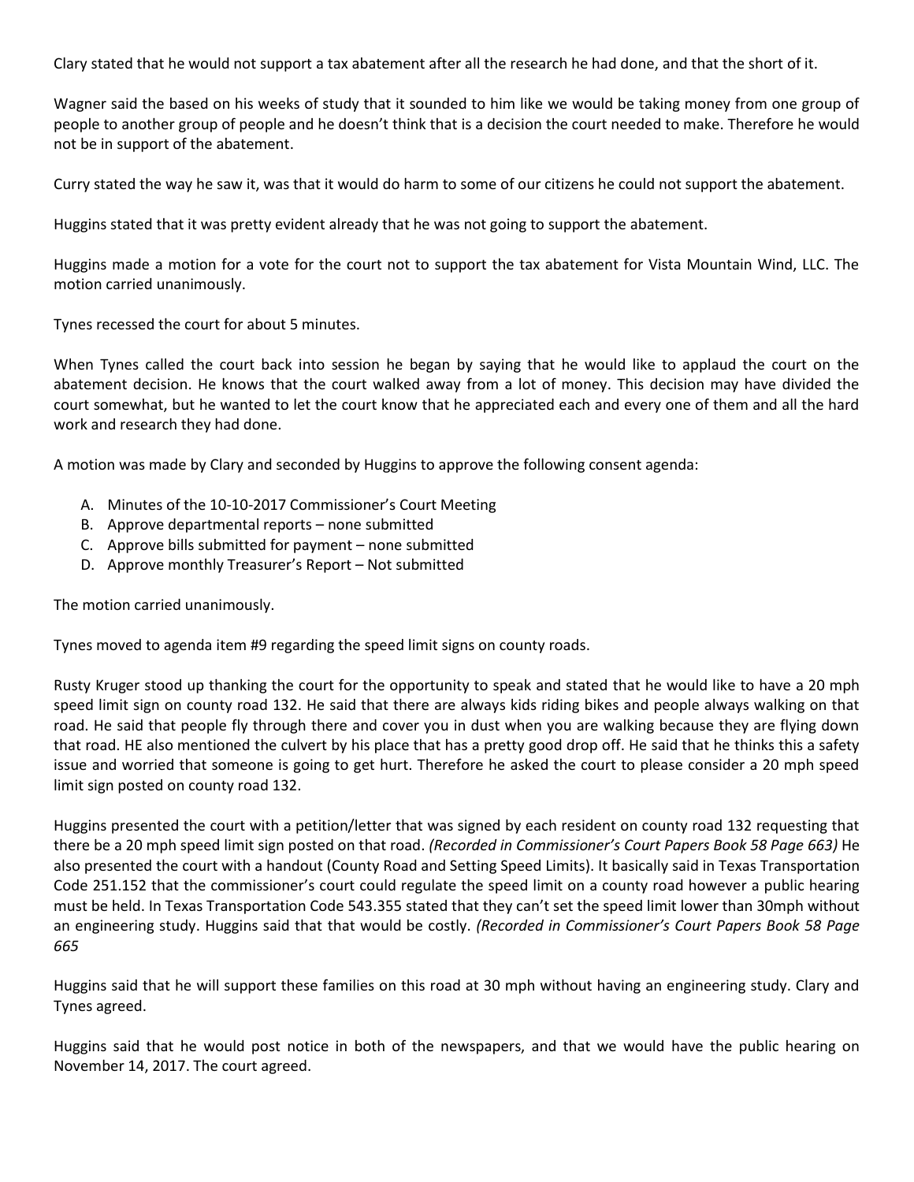Clary stated that he would not support a tax abatement after all the research he had done, and that the short of it.

Wagner said the based on his weeks of study that it sounded to him like we would be taking money from one group of people to another group of people and he doesn't think that is a decision the court needed to make. Therefore he would not be in support of the abatement.

Curry stated the way he saw it, was that it would do harm to some of our citizens he could not support the abatement.

Huggins stated that it was pretty evident already that he was not going to support the abatement.

Huggins made a motion for a vote for the court not to support the tax abatement for Vista Mountain Wind, LLC. The motion carried unanimously.

Tynes recessed the court for about 5 minutes.

When Tynes called the court back into session he began by saying that he would like to applaud the court on the abatement decision. He knows that the court walked away from a lot of money. This decision may have divided the court somewhat, but he wanted to let the court know that he appreciated each and every one of them and all the hard work and research they had done.

A motion was made by Clary and seconded by Huggins to approve the following consent agenda:

A. Minutes of the 10-10-2017 Commissioner's Court Meeting
B. Approve departmental reports – none submitted
C. Approve bills submitted for payment – none submitted
D. Approve monthly Treasurer's Report – Not submitted

The motion carried unanimously.

Tynes moved to agenda item #9 regarding the speed limit signs on county roads.

Rusty Kruger stood up thanking the court for the opportunity to speak and stated that he would like to have a 20 mph speed limit sign on county road 132. He said that there are always kids riding bikes and people always walking on that road. He said that people fly through there and cover you in dust when you are walking because they are flying down that road. HE also mentioned the culvert by his place that has a pretty good drop off. He said that he thinks this a safety issue and worried that someone is going to get hurt. Therefore he asked the court to please consider a 20 mph speed limit sign posted on county road 132.

Huggins presented the court with a petition/letter that was signed by each resident on county road 132 requesting that there be a 20 mph speed limit sign posted on that road. *(Recorded in Commissioner's Court Papers Book 58 Page 663)* He also presented the court with a handout (County Road and Setting Speed Limits). It basically said in Texas Transportation Code 251.152 that the commissioner's court could regulate the speed limit on a county road however a public hearing must be held. In Texas Transportation Code 543.355 stated that they can't set the speed limit lower than 30mph without an engineering study. Huggins said that that would be costly. *(Recorded in Commissioner's Court Papers Book 58 Page 665*

Huggins said that he will support these families on this road at 30 mph without having an engineering study. Clary and Tynes agreed.

Huggins said that he would post notice in both of the newspapers, and that we would have the public hearing on November 14, 2017. The court agreed.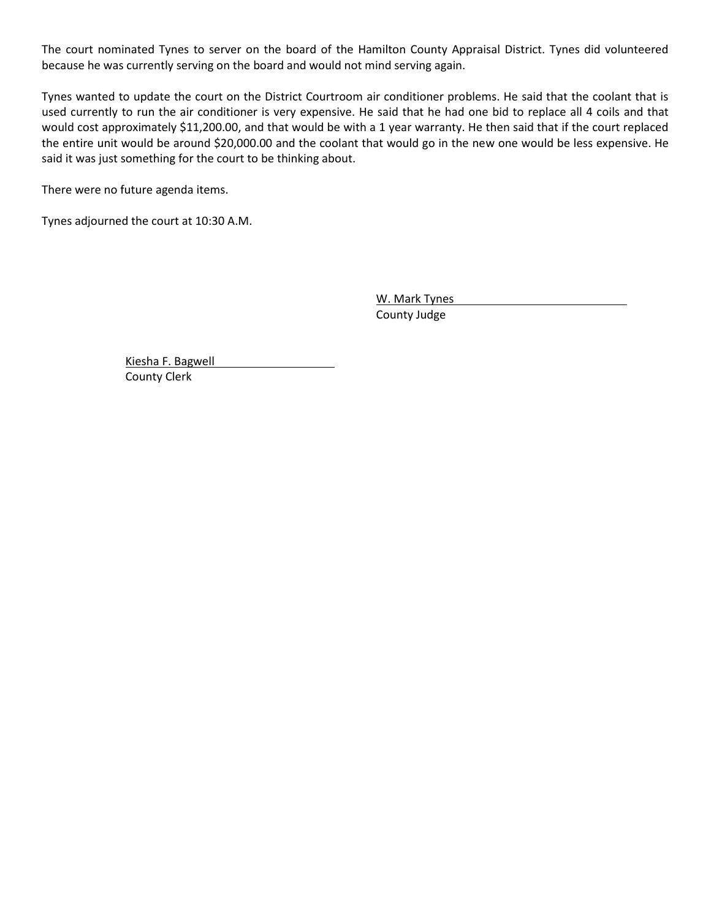The court nominated Tynes to server on the board of the Hamilton County Appraisal District. Tynes did volunteered because he was currently serving on the board and would not mind serving again.

Tynes wanted to update the court on the District Courtroom air conditioner problems. He said that the coolant that is used currently to run the air conditioner is very expensive. He said that he had one bid to replace all 4 coils and that would cost approximately $11,200.00, and that would be with a 1 year warranty. He then said that if the court replaced the entire unit would be around $20,000.00 and the coolant that would go in the new one would be less expensive. He said it was just something for the court to be thinking about.

There were no future agenda items.

Tynes adjourned the court at 10:30 A.M.

W. Mark Tynes
County Judge

Kiesha F. Bagwell
County Clerk